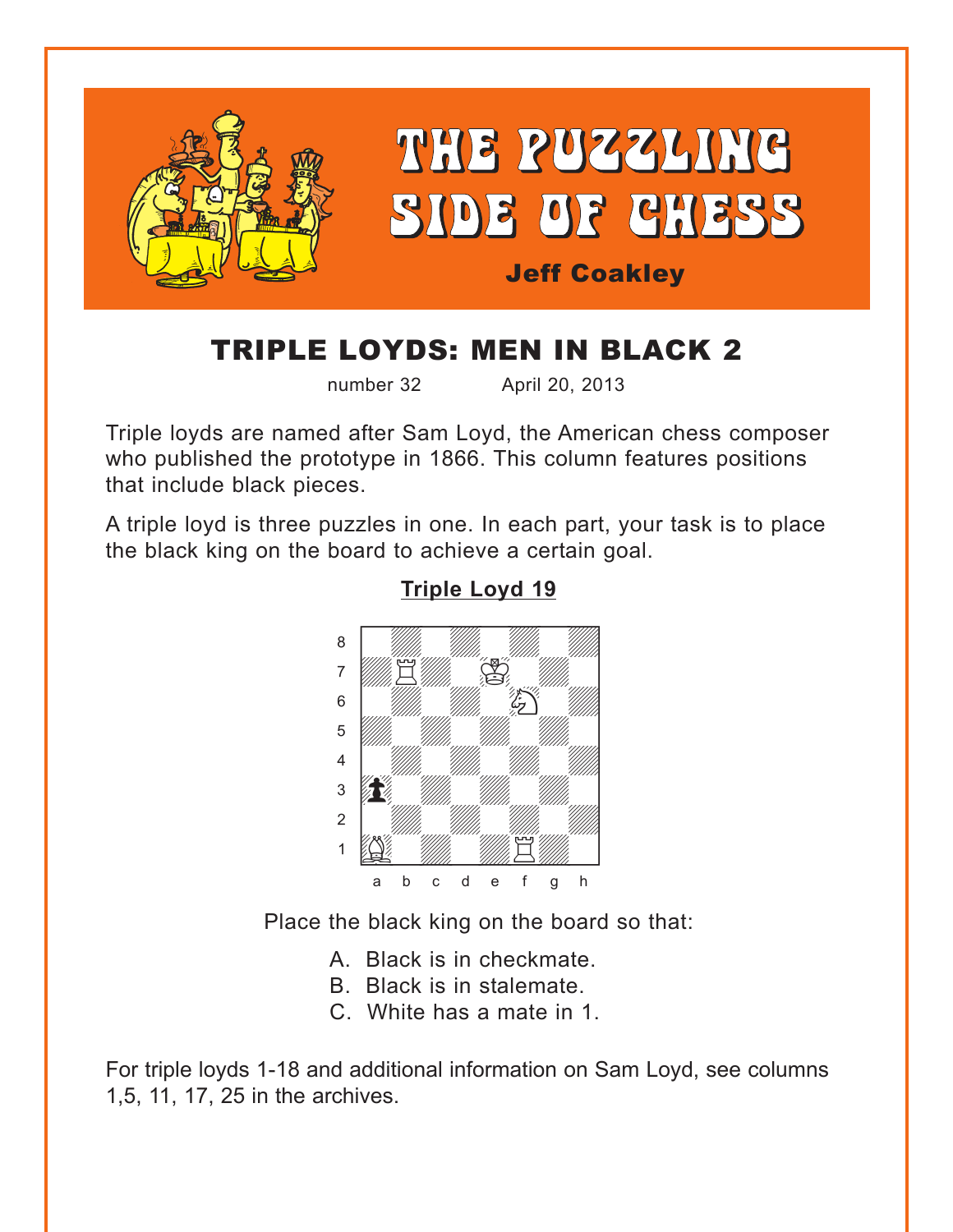# THE PUZZLING SIDE OF CHESS

**Jeff Coakley**

## TRIPLE LOYDS: MEN IN BLACK 2

number 32 April 20, 2013

Triple loyds are named after Sam Loyd, the American chess composer who published the prototype in 1866. This column features positions that include black pieces.

A triple loyd is three puzzles in one. In each part, your task is to place the black king on the board to achieve a certain goal.

### Triple Loyd 19

Place the black king on the board so that:

A. Black is in checkmate.
B. Black is in stalemate.
C. White has a mate in 1.

For triple loyds 1-18 and additional information on Sam Loyd, see columns 1,5, 11, 17, 25 in the archives.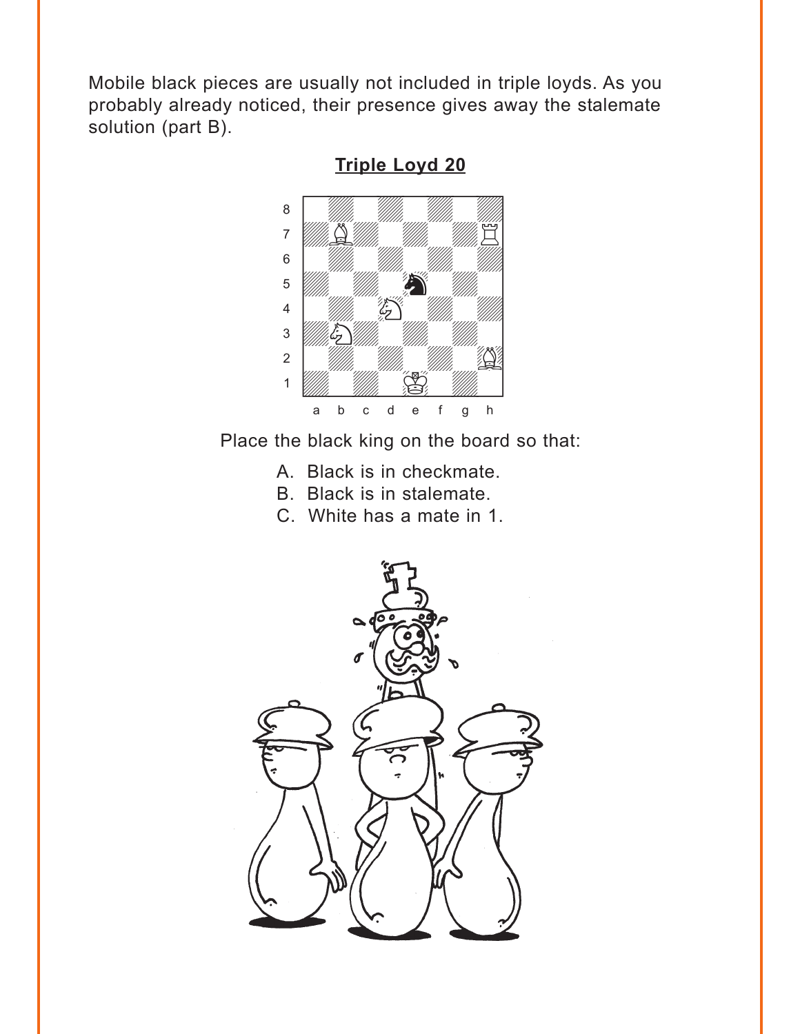Mobile black pieces are usually not included in triple loyds. As you probably already noticed, their presence gives away the stalemate solution (part B).

**Triple Loyd 20**

Place the black king on the board so that:

A. Black is in checkmate.
B. Black is in stalemate.
C. White has a mate in 1.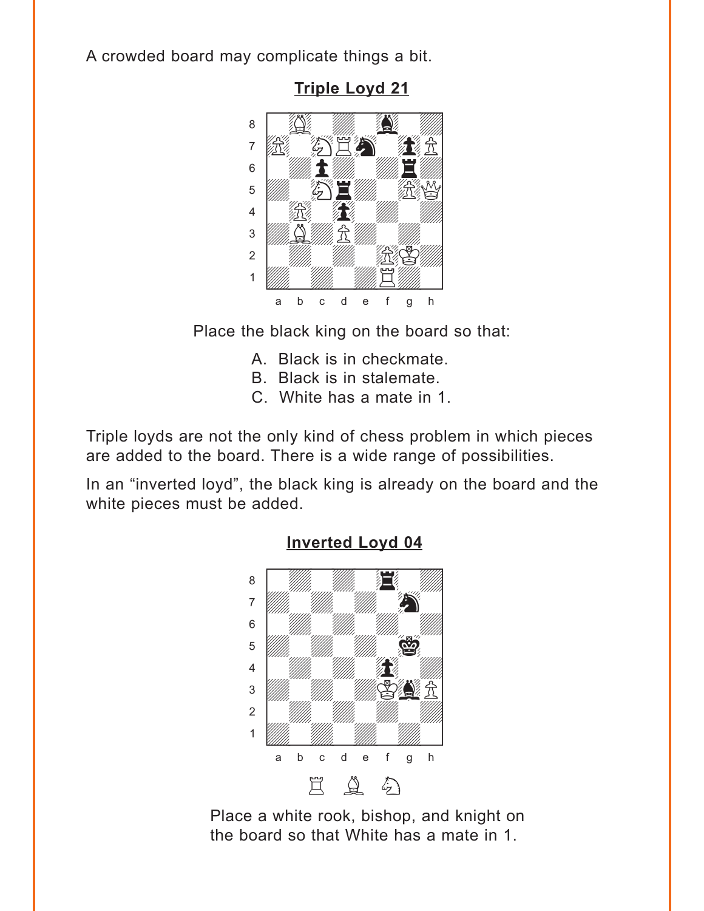A crowded board may complicate things a bit.

**Triple Loyd 21**

Place the black king on the board so that:

A. Black is in checkmate.
B. Black is in stalemate.
C. White has a mate in 1.

Triple loyds are not the only kind of chess problem in which pieces are added to the board. There is a wide range of possibilities.

In an "inverted loyd", the black king is already on the board and the white pieces must be added.

**Inverted Loyd 04**

Place a white rook, bishop, and knight on the board so that White has a mate in 1.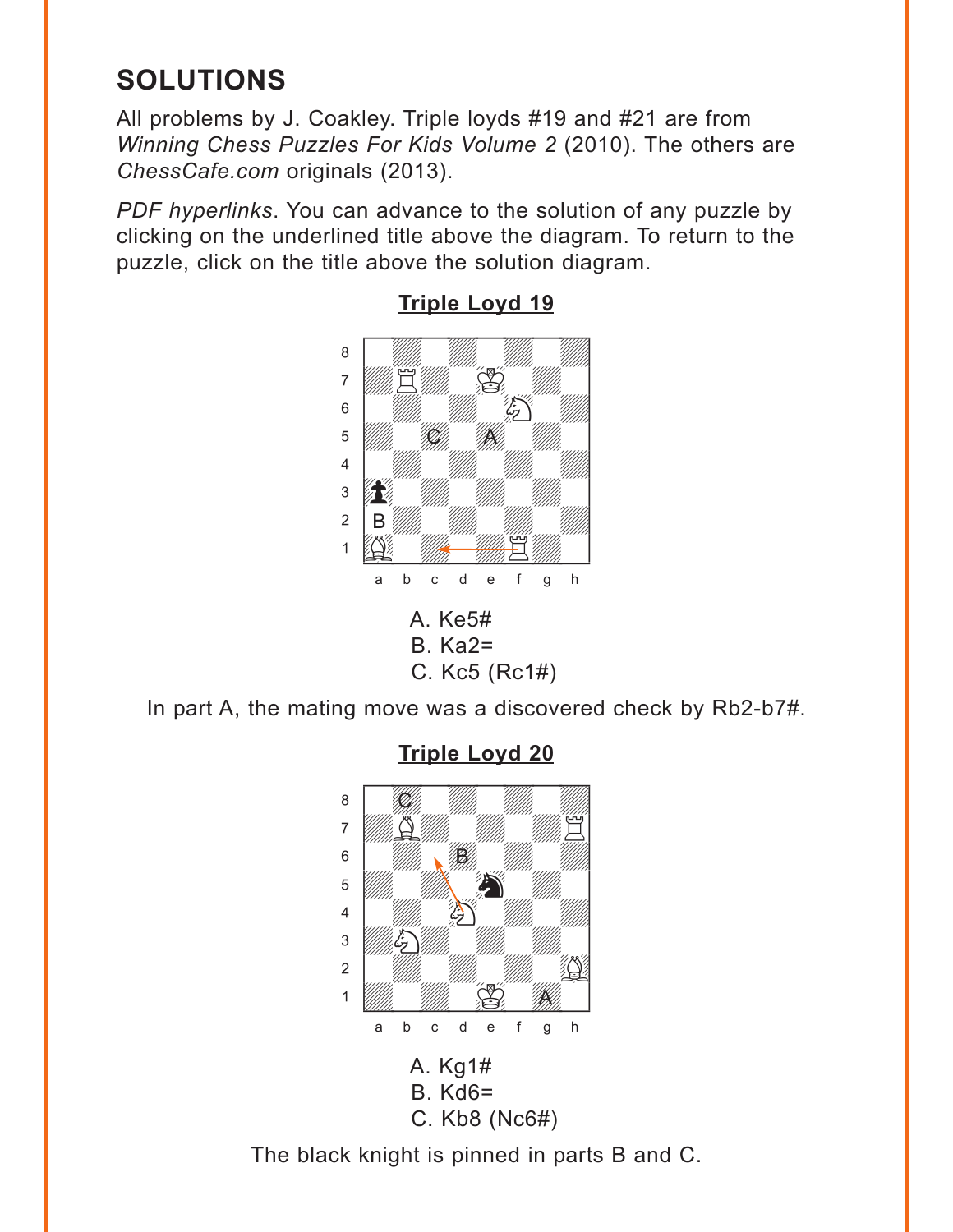# SOLUTIONS

All problems by J. Coakley. Triple loyds #19 and #21 are from *Winning Chess Puzzles For Kids Volume 2* (2010). The others are *ChessCafe.com* originals (2013).

*PDF hyperlinks*. You can advance to the solution of any puzzle by clicking on the underlined title above the diagram. To return to the puzzle, click on the title above the solution diagram.

## Triple Loyd 19

A. Ke5#
B. Ka2=
C. Kc5 (Rc1#)

In part A, the mating move was a discovered check by Rb2-b7#.

## Triple Loyd 20

A. Kg1#
B. Kd6=
C. Kb8 (Nc6#)

The black knight is pinned in parts B and C.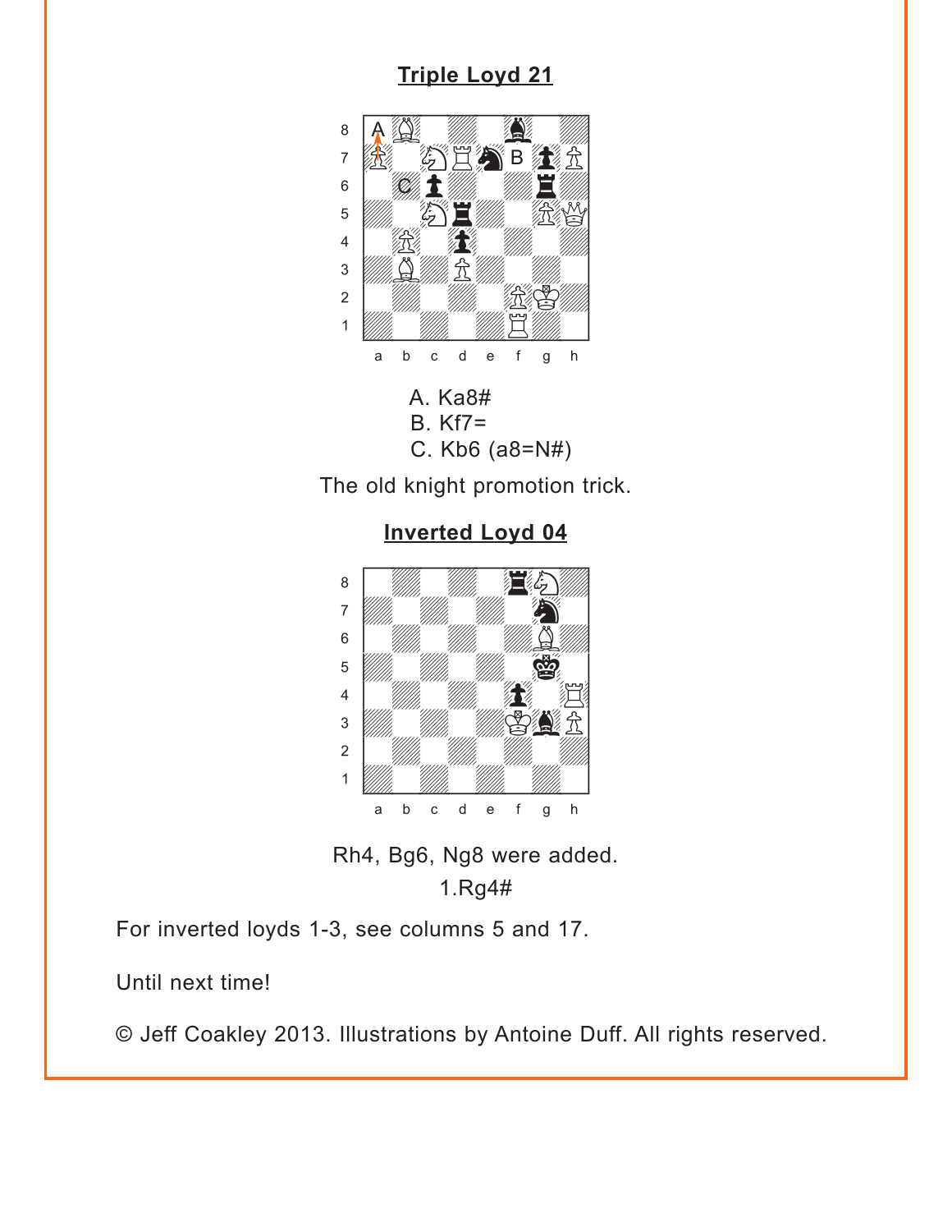**Triple Loyd 21**

A. Ka8#
B. Kf7=
C. Kb6 (a8=N#)

The old knight promotion trick.

**Inverted Loyd 04**

Rh4, Bg6, Ng8 were added.
1.Rg4#

For inverted loyds 1-3, see columns 5 and 17.

Until next time!

© Jeff Coakley 2013. Illustrations by Antoine Duff. All rights reserved.